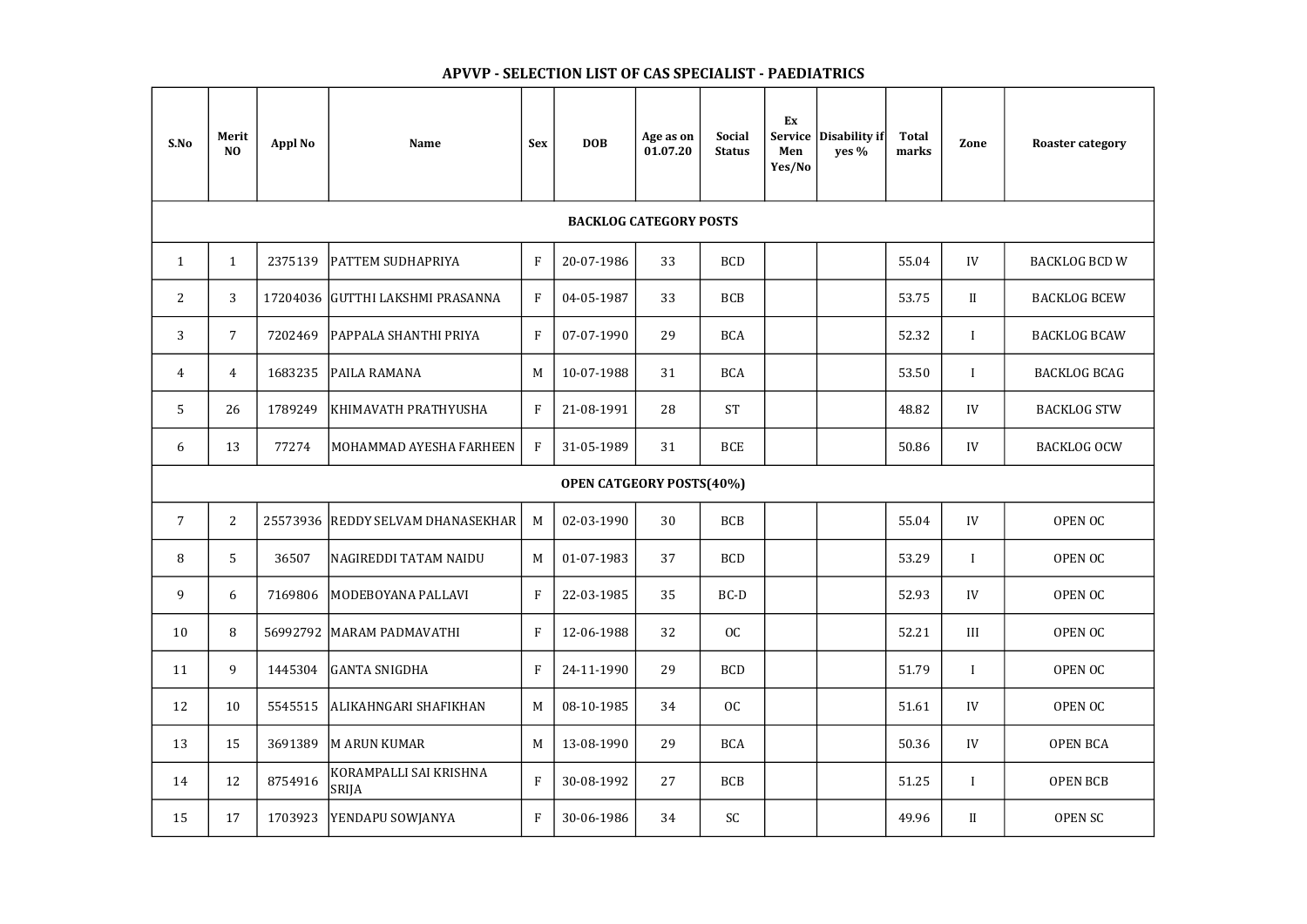## APVVP - SELECTION LIST OF CAS SPECIALIST - PAEDIATRICS

| S.No | Merit NO | Appl No | Name | Sex | DOB | Age as on 01.07.20 | Social Status | Ex Service Men Yes/No | Disability if yes % | Total marks | Zone | Roaster category |
|---|---|---|---|---|---|---|---|---|---|---|---|---|
| **BACKLOG CATEGORY POSTS** | | | | | | | | | | | | |
| 1 | 1 | 2375139 | PATTEM SUDHAPRIYA | F | 20-07-1986 | 33 | BCD | | | 55.04 | IV | BACKLOG BCD W |
| 2 | 3 | 17204036 | GUTTHI LAKSHMI PRASANNA | F | 04-05-1987 | 33 | BCB | | | 53.75 | II | BACKLOG BCEW |
| 3 | 7 | 7202469 | PAPPALA SHANTHI PRIYA | F | 07-07-1990 | 29 | BCA | | | 52.32 | I | BACKLOG BCAW |
| 4 | 4 | 1683235 | PAILA RAMANA | M | 10-07-1988 | 31 | BCA | | | 53.50 | I | BACKLOG BCAG |
| 5 | 26 | 1789249 | KHIMAVATH PRATHYUSHA | F | 21-08-1991 | 28 | ST | | | 48.82 | IV | BACKLOG STW |
| 6 | 13 | 77274 | MOHAMMAD AYESHA FARHEEN | F | 31-05-1989 | 31 | BCE | | | 50.86 | IV | BACKLOG OCW |
| **OPEN CATGEORY POSTS(40%)** | | | | | | | | | | | | |
| 7 | 2 | 25573936 | REDDY SELVAM DHANASEKHAR | M | 02-03-1990 | 30 | BCB | | | 55.04 | IV | OPEN OC |
| 8 | 5 | 36507 | NAGIREDDI TATAM NAIDU | M | 01-07-1983 | 37 | BCD | | | 53.29 | I | OPEN OC |
| 9 | 6 | 7169806 | MODEBOYANA PALLAVI | F | 22-03-1985 | 35 | BC-D | | | 52.93 | IV | OPEN OC |
| 10 | 8 | 56992792 | MARAM PADMAVATHI | F | 12-06-1988 | 32 | OC | | | 52.21 | III | OPEN OC |
| 11 | 9 | 1445304 | GANTA SNIGDHA | F | 24-11-1990 | 29 | BCD | | | 51.79 | I | OPEN OC |
| 12 | 10 | 5545515 | ALIKAHNGARI SHAFIKHAN | M | 08-10-1985 | 34 | OC | | | 51.61 | IV | OPEN OC |
| 13 | 15 | 3691389 | M ARUN KUMAR | M | 13-08-1990 | 29 | BCA | | | 50.36 | IV | OPEN BCA |
| 14 | 12 | 8754916 | KORAMPALLI SAI KRISHNA SRIJA | F | 30-08-1992 | 27 | BCB | | | 51.25 | I | OPEN BCB |
| 15 | 17 | 1703923 | YENDAPU SOWJANYA | F | 30-06-1986 | 34 | SC | | | 49.96 | II | OPEN SC |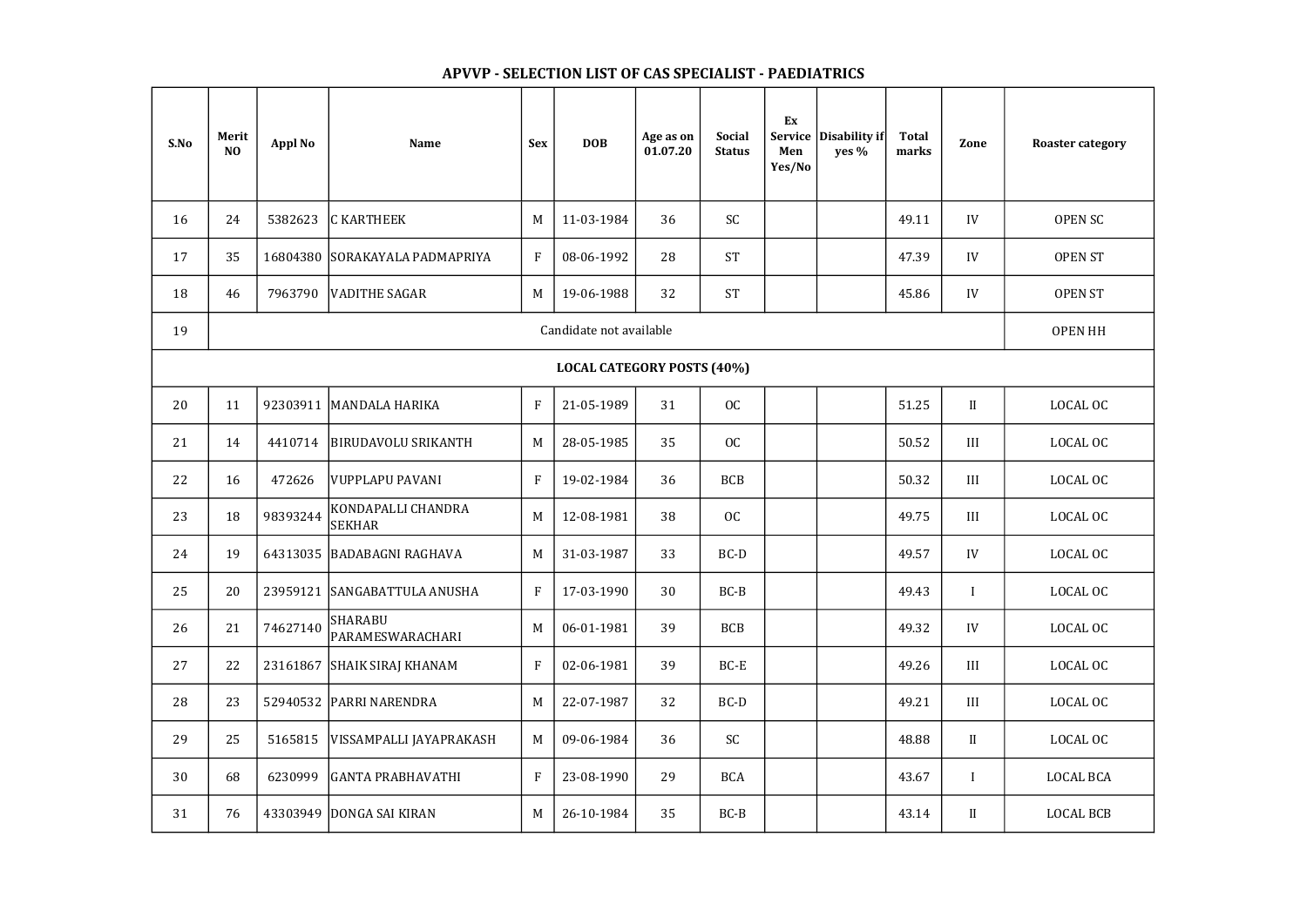## APVVP - SELECTION LIST OF CAS SPECIALIST - PAEDIATRICS

| S.No | Merit NO | Appl No | Name | Sex | DOB | Age as on 01.07.20 | Social Status | Ex Service Men Yes/No | Disability if yes % | Total marks | Zone | Roaster category |
|---|---|---|---|---|---|---|---|---|---|---|---|---|
| 16 | 24 | 5382623 | C KARTHEEK | M | 11-03-1984 | 36 | SC | | | 49.11 | IV | OPEN SC |
| 17 | 35 | 16804380 | SORAKAYALA PADMAPRIYA | F | 08-06-1992 | 28 | ST | | | 47.39 | IV | OPEN ST |
| 18 | 46 | 7963790 | VADITHE SAGAR | M | 19-06-1988 | 32 | ST | | | 45.86 | IV | OPEN ST |
| 19 | Candidate not available | | | | | | | | | | | OPEN HH |
| **LOCAL CATEGORY POSTS (40%)** | | | | | | | | | | | | |
| 20 | 11 | 92303911 | MANDALA HARIKA | F | 21-05-1989 | 31 | OC | | | 51.25 | II | LOCAL OC |
| 21 | 14 | 4410714 | BIRUDAVOLU SRIKANTH | M | 28-05-1985 | 35 | OC | | | 50.52 | III | LOCAL OC |
| 22 | 16 | 472626 | VUPPLAPU PAVANI | F | 19-02-1984 | 36 | BCB | | | 50.32 | III | LOCAL OC |
| 23 | 18 | 98393244 | KONDAPALLI CHANDRA SEKHAR | M | 12-08-1981 | 38 | OC | | | 49.75 | III | LOCAL OC |
| 24 | 19 | 64313035 | BADABAGNI RAGHAVA | M | 31-03-1987 | 33 | BC-D | | | 49.57 | IV | LOCAL OC |
| 25 | 20 | 23959121 | SANGABATTULA ANUSHA | F | 17-03-1990 | 30 | BC-B | | | 49.43 | I | LOCAL OC |
| 26 | 21 | 74627140 | SHARABU PARAMESWARACHARI | M | 06-01-1981 | 39 | BCB | | | 49.32 | IV | LOCAL OC |
| 27 | 22 | 23161867 | SHAIK SIRAJ KHANAM | F | 02-06-1981 | 39 | BC-E | | | 49.26 | III | LOCAL OC |
| 28 | 23 | 52940532 | PARRI NARENDRA | M | 22-07-1987 | 32 | BC-D | | | 49.21 | III | LOCAL OC |
| 29 | 25 | 5165815 | VISSAMPALLI JAYAPRAKASH | M | 09-06-1984 | 36 | SC | | | 48.88 | II | LOCAL OC |
| 30 | 68 | 6230999 | GANTA PRABHAVATHI | F | 23-08-1990 | 29 | BCA | | | 43.67 | I | LOCAL BCA |
| 31 | 76 | 43303949 | DONGA SAI KIRAN | M | 26-10-1984 | 35 | BC-B | | | 43.14 | II | LOCAL BCB |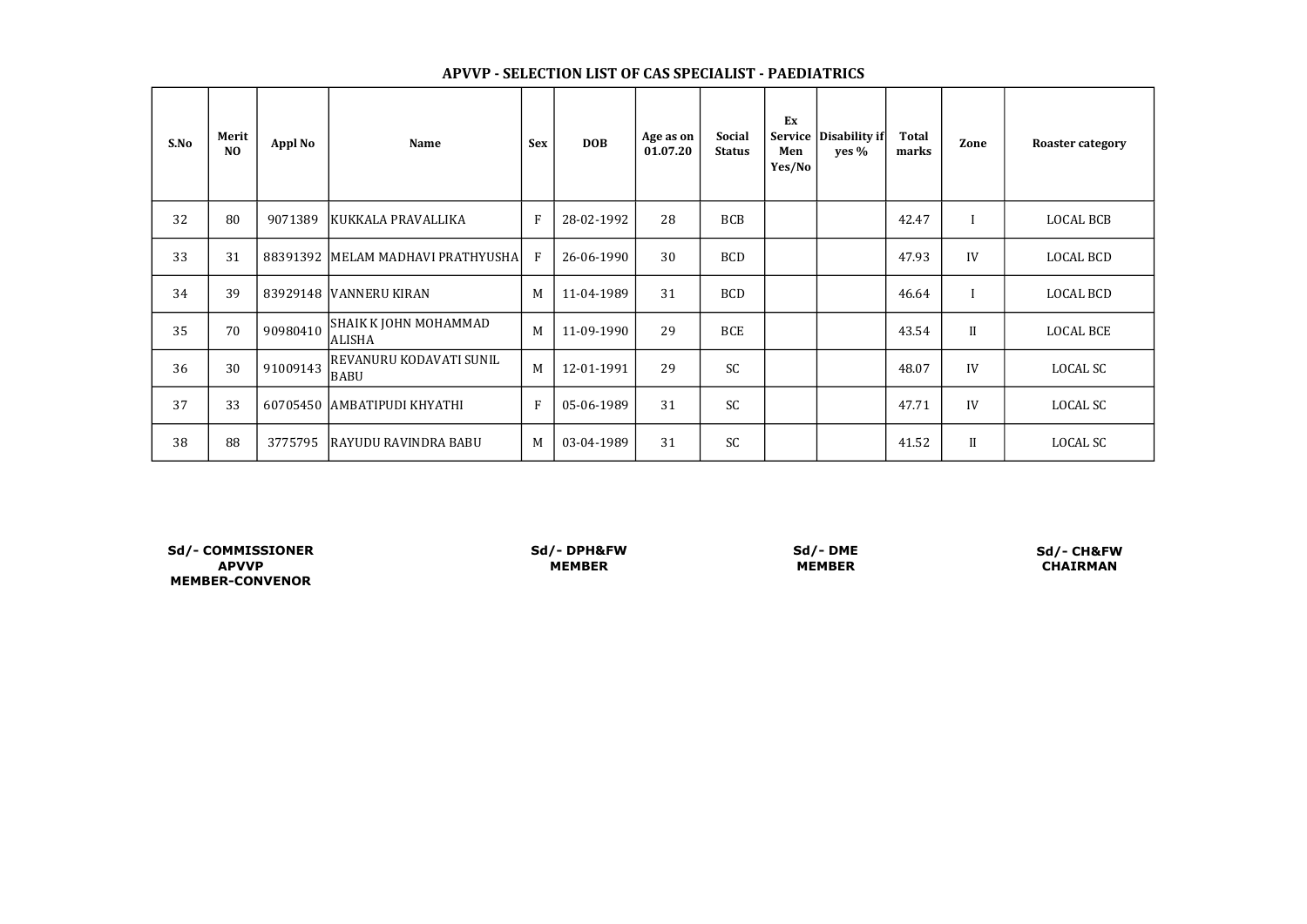## APVVP - SELECTION LIST OF CAS SPECIALIST - PAEDIATRICS

| S.No | Merit NO | Appl No | Name | Sex | DOB | Age as on 01.07.20 | Social Status | Ex Service Men Yes/No | Disability if yes % | Total marks | Zone | Roaster category |
|---|---|---|---|---|---|---|---|---|---|---|---|---|
| 32 | 80 | 9071389 | KUKKALA PRAVALLIKA | F | 28-02-1992 | 28 | BCB | | | 42.47 | I | LOCAL BCB |
| 33 | 31 | 88391392 | MELAM MADHAVI PRATHYUSHA | F | 26-06-1990 | 30 | BCD | | | 47.93 | IV | LOCAL BCD |
| 34 | 39 | 83929148 | VANNERU KIRAN | M | 11-04-1989 | 31 | BCD | | | 46.64 | I | LOCAL BCD |
| 35 | 70 | 90980410 | SHAIK K JOHN MOHAMMAD ALISHA | M | 11-09-1990 | 29 | BCE | | | 43.54 | II | LOCAL BCE |
| 36 | 30 | 91009143 | REVANURU KODAVATI SUNIL BABU | M | 12-01-1991 | 29 | SC | | | 48.07 | IV | LOCAL SC |
| 37 | 33 | 60705450 | AMBATIPUDI KHYATHI | F | 05-06-1989 | 31 | SC | | | 47.71 | IV | LOCAL SC |
| 38 | 88 | 3775795 | RAYUDU RAVINDRA BABU | M | 03-04-1989 | 31 | SC | | | 41.52 | II | LOCAL SC |

**Sd/- COMMISSIONER**
**APVVP**
**MEMBER-CONVENOR**

**Sd/- DPH&FW**
**MEMBER**

**Sd/- DME**
**MEMBER**

**Sd/- CH&FW**
**CHAIRMAN**